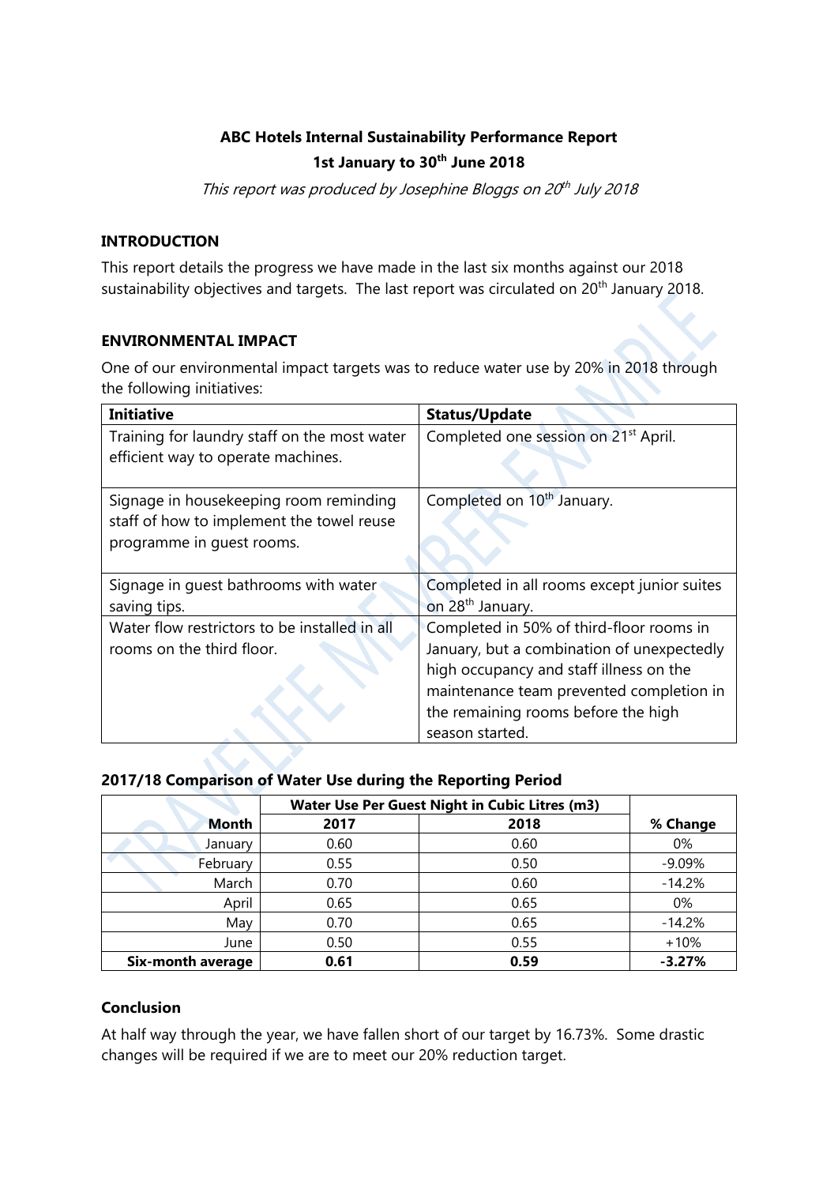**ABC Hotels Internal Sustainability Performance Report**

**1st January to 30th June 2018**

*This report was produced by Josephine Bloggs on 20th July 2018*

## INTRODUCTION

This report details the progress we have made in the last six months against our 2018 sustainability objectives and targets. The last report was circulated on 20th January 2018.

## ENVIRONMENTAL IMPACT

One of our environmental impact targets was to reduce water use by 20% in 2018 through the following initiatives:

| Initiative | Status/Update |
|---|---|
| Training for laundry staff on the most water efficient way to operate machines. | Completed one session on 21st April. |
| Signage in housekeeping room reminding staff of how to implement the towel reuse programme in guest rooms. | Completed on 10th January. |
| Signage in guest bathrooms with water saving tips. | Completed in all rooms except junior suites on 28th January. |
| Water flow restrictors to be installed in all rooms on the third floor. | Completed in 50% of third-floor rooms in January, but a combination of unexpectedly high occupancy and staff illness on the maintenance team prevented completion in the remaining rooms before the high season started. |

### 2017/18 Comparison of Water Use during the Reporting Period

| | Water Use Per Guest Night in Cubic Litres (m3) | | |
|---|---|---|---|
| **Month** | **2017** | **2018** | **% Change** |
| January | 0.60 | 0.60 | 0% |
| February | 0.55 | 0.50 | -9.09% |
| March | 0.70 | 0.60 | -14.2% |
| April | 0.65 | 0.65 | 0% |
| May | 0.70 | 0.65 | -14.2% |
| June | 0.50 | 0.55 | +10% |
| **Six-month average** | **0.61** | **0.59** | **-3.27%** |

### Conclusion

At half way through the year, we have fallen short of our target by 16.73%. Some drastic changes will be required if we are to meet our 20% reduction target.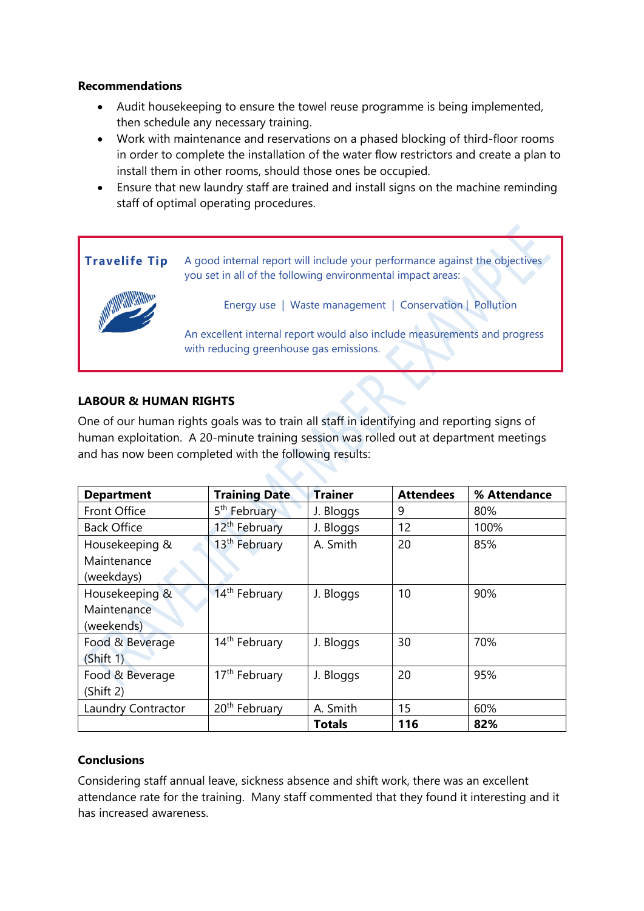**Recommendations**

- Audit housekeeping to ensure the towel reuse programme is being implemented, then schedule any necessary training.
- Work with maintenance and reservations on a phased blocking of third-floor rooms in order to complete the installation of the water flow restrictors and create a plan to install them in other rooms, should those ones be occupied.
- Ensure that new laundry staff are trained and install signs on the machine reminding staff of optimal operating procedures.

> **Travelife Tip**
>
> A good internal report will include your performance against the objectives you set in all of the following environmental impact areas:
>
> Energy use | Waste management | Conservation | Pollution
>
> An excellent internal report would also include measurements and progress with reducing greenhouse gas emissions.

**LABOUR & HUMAN RIGHTS**

One of our human rights goals was to train all staff in identifying and reporting signs of human exploitation. A 20-minute training session was rolled out at department meetings and has now been completed with the following results:

| Department | Training Date | Trainer | Attendees | % Attendance |
|---|---|---|---|---|
| Front Office | 5th February | J. Bloggs | 9 | 80% |
| Back Office | 12th February | J. Bloggs | 12 | 100% |
| Housekeeping & Maintenance (weekdays) | 13th February | A. Smith | 20 | 85% |
| Housekeeping & Maintenance (weekends) | 14th February | J. Bloggs | 10 | 90% |
| Food & Beverage (Shift 1) | 14th February | J. Bloggs | 30 | 70% |
| Food & Beverage (Shift 2) | 17th February | J. Bloggs | 20 | 95% |
| Laundry Contractor | 20th February | A. Smith | 15 | 60% |
| | | **Totals** | **116** | **82%** |

**Conclusions**

Considering staff annual leave, sickness absence and shift work, there was an excellent attendance rate for the training. Many staff commented that they found it interesting and it has increased awareness.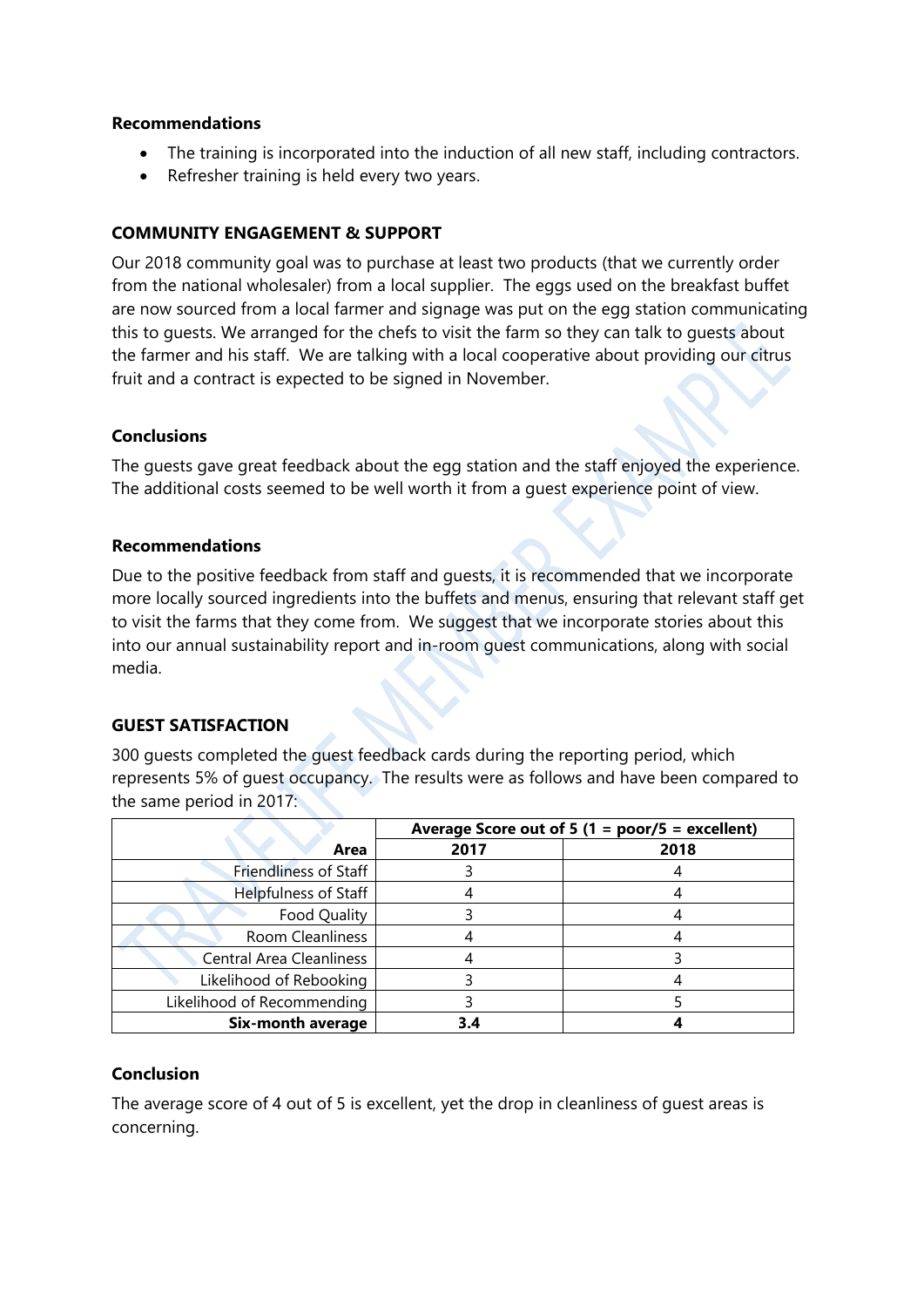**Recommendations**

- The training is incorporated into the induction of all new staff, including contractors.
- Refresher training is held every two years.

**COMMUNITY ENGAGEMENT & SUPPORT**

Our 2018 community goal was to purchase at least two products (that we currently order from the national wholesaler) from a local supplier. The eggs used on the breakfast buffet are now sourced from a local farmer and signage was put on the egg station communicating this to guests. We arranged for the chefs to visit the farm so they can talk to guests about the farmer and his staff. We are talking with a local cooperative about providing our citrus fruit and a contract is expected to be signed in November.

**Conclusions**

The guests gave great feedback about the egg station and the staff enjoyed the experience. The additional costs seemed to be well worth it from a guest experience point of view.

**Recommendations**

Due to the positive feedback from staff and guests, it is recommended that we incorporate more locally sourced ingredients into the buffets and menus, ensuring that relevant staff get to visit the farms that they come from. We suggest that we incorporate stories about this into our annual sustainability report and in-room guest communications, along with social media.

**GUEST SATISFACTION**

300 guests completed the guest feedback cards during the reporting period, which represents 5% of guest occupancy. The results were as follows and have been compared to the same period in 2017:

| | **Average Score out of 5 (1 = poor/5 = excellent)** | |
|---:|:---:|:---:|
| **Area** | **2017** | **2018** |
| Friendliness of Staff | 3 | 4 |
| Helpfulness of Staff | 4 | 4 |
| Food Quality | 3 | 4 |
| Room Cleanliness | 4 | 4 |
| Central Area Cleanliness | 4 | 3 |
| Likelihood of Rebooking | 3 | 4 |
| Likelihood of Recommending | 3 | 5 |
| **Six-month average** | **3.4** | **4** |

**Conclusion**

The average score of 4 out of 5 is excellent, yet the drop in cleanliness of guest areas is concerning.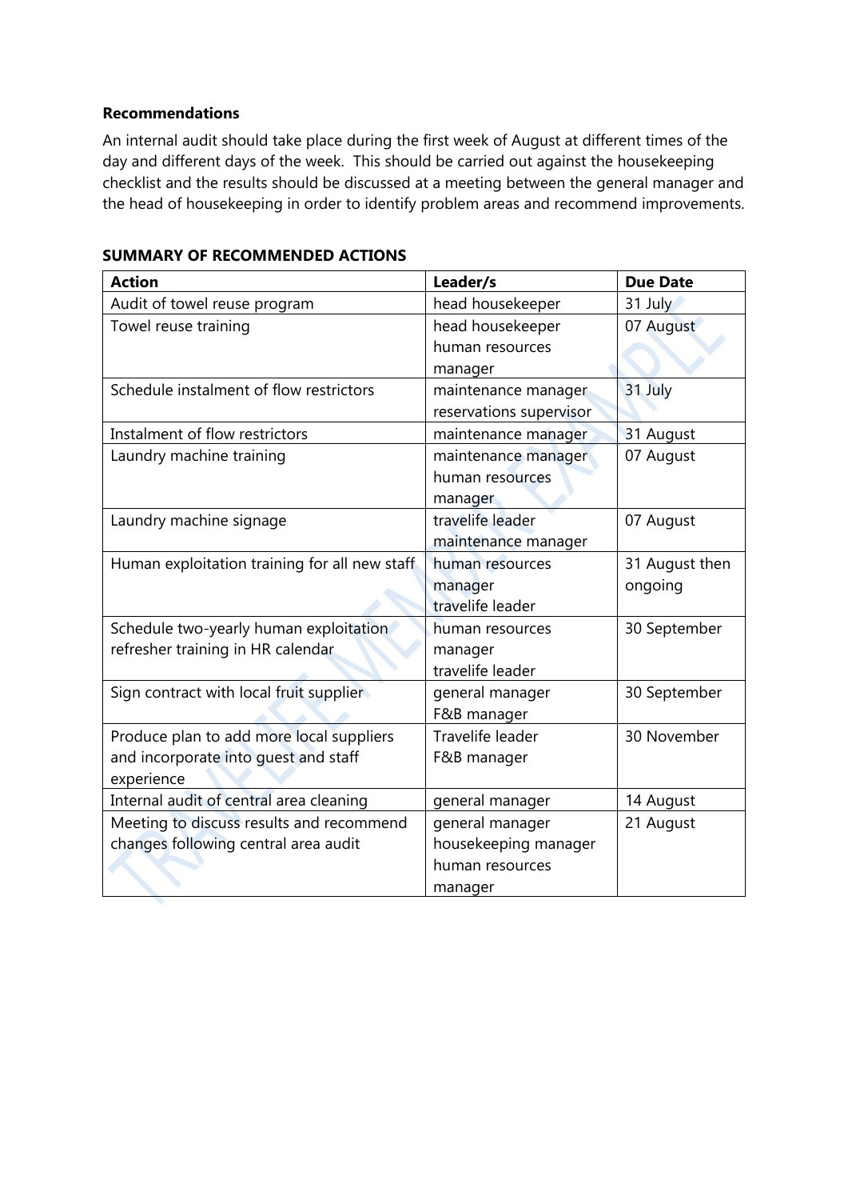**Recommendations**

An internal audit should take place during the first week of August at different times of the day and different days of the week. This should be carried out against the housekeeping checklist and the results should be discussed at a meeting between the general manager and the head of housekeeping in order to identify problem areas and recommend improvements.

**SUMMARY OF RECOMMENDED ACTIONS**

| Action | Leader/s | Due Date |
|---|---|---|
| Audit of towel reuse program | head housekeeper | 31 July |
| Towel reuse training | head housekeeper<br>human resources manager | 07 August |
| Schedule instalment of flow restrictors | maintenance manager<br>reservations supervisor | 31 July |
| Instalment of flow restrictors | maintenance manager | 31 August |
| Laundry machine training | maintenance manager<br>human resources manager | 07 August |
| Laundry machine signage | travelife leader<br>maintenance manager | 07 August |
| Human exploitation training for all new staff | human resources manager<br>travelife leader | 31 August then ongoing |
| Schedule two-yearly human exploitation refresher training in HR calendar | human resources manager<br>travelife leader | 30 September |
| Sign contract with local fruit supplier | general manager<br>F&B manager | 30 September |
| Produce plan to add more local suppliers and incorporate into guest and staff experience | Travelife leader<br>F&B manager | 30 November |
| Internal audit of central area cleaning | general manager | 14 August |
| Meeting to discuss results and recommend changes following central area audit | general manager<br>housekeeping manager<br>human resources manager | 21 August |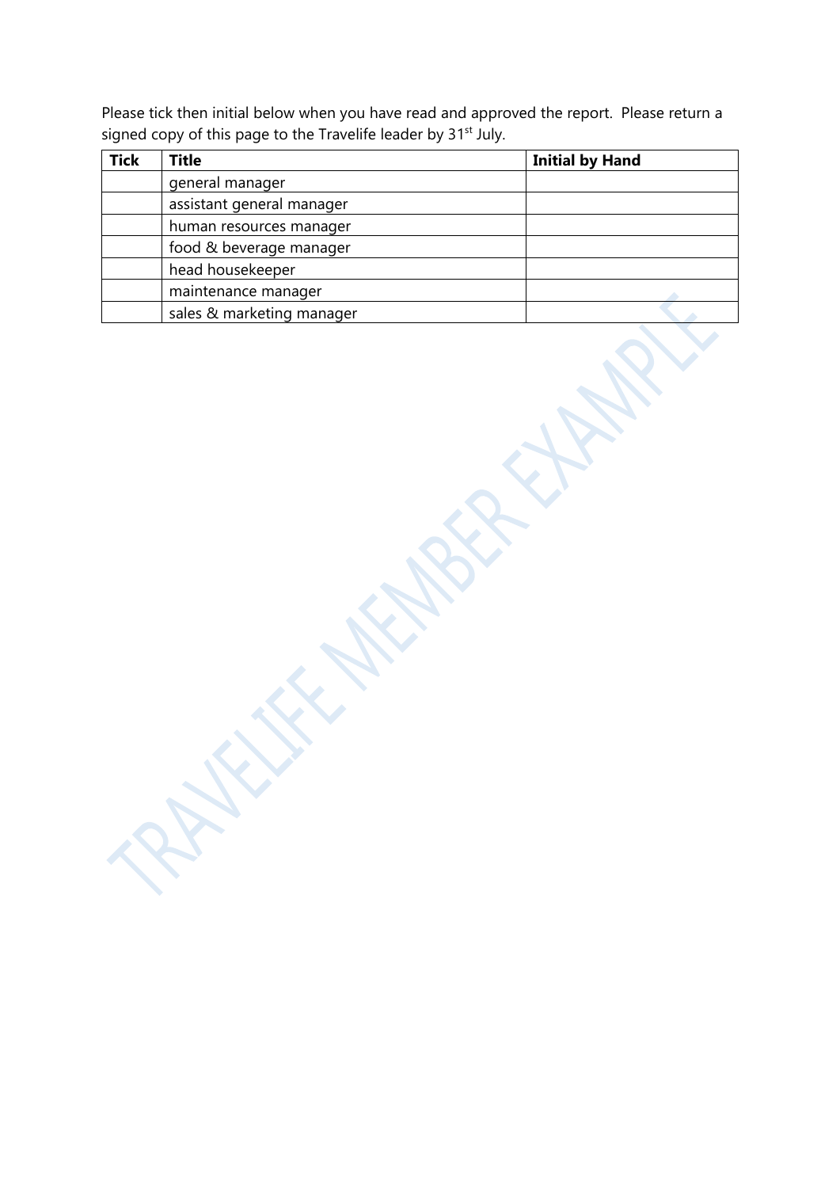Please tick then initial below when you have read and approved the report. Please return a signed copy of this page to the Travelife leader by 31st July.

| Tick | Title | Initial by Hand |
|---|---|---|
| | general manager | |
| | assistant general manager | |
| | human resources manager | |
| | food & beverage manager | |
| | head housekeeper | |
| | maintenance manager | |
| | sales & marketing manager | |

TRAVELIFE MEMBER EXAMPLE